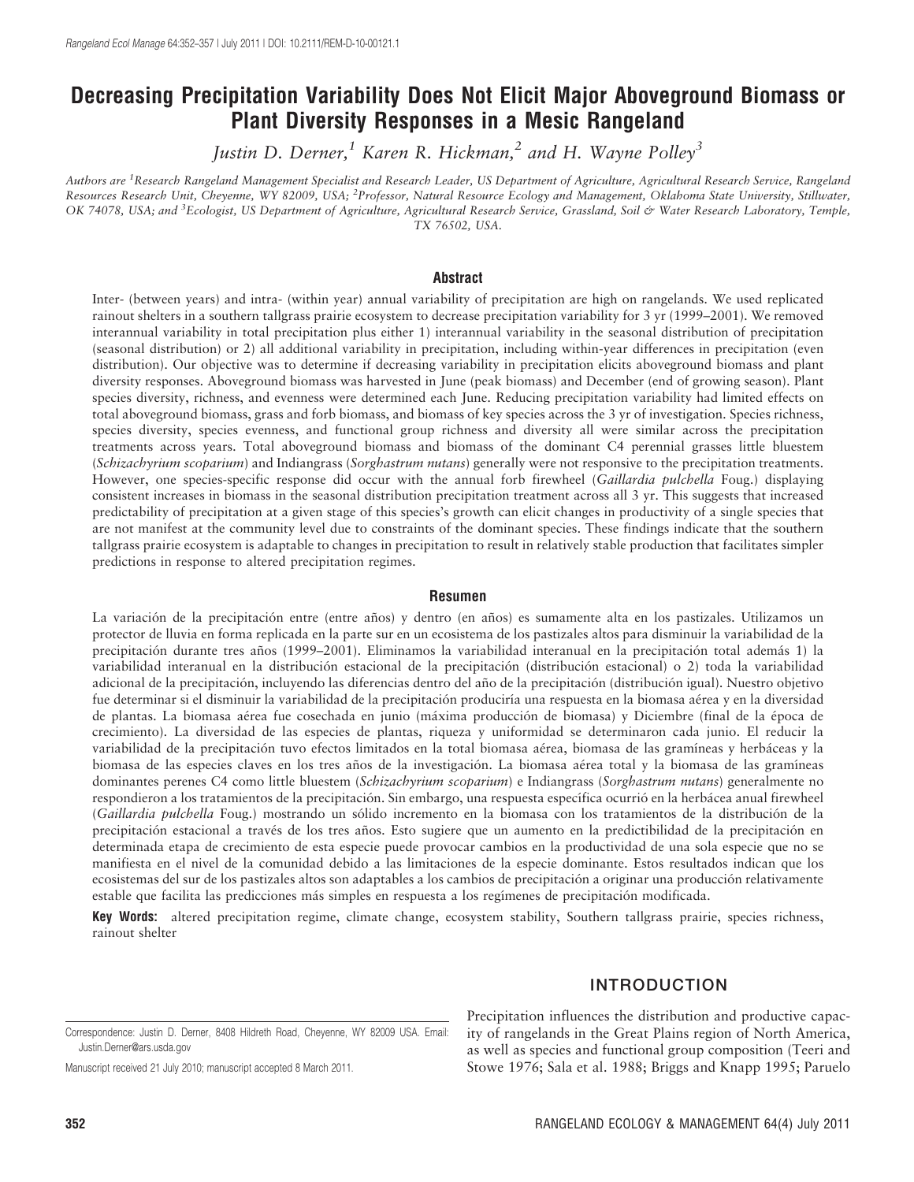# Decreasing Precipitation Variability Does Not Elicit Major Aboveground Biomass or Plant Diversity Responses in a Mesic Rangeland

*Justin D. Derner,[1] Karen R. Hickman,[2] and H. Wayne Polley[3]*

*Authors are [1]Research Rangeland Management Specialist and Research Leader, US Department of Agriculture, Agricultural Research Service, Rangeland Resources Research Unit, Cheyenne, WY 82009, USA; [2]Professor, Natural Resource Ecology and Management, Oklahoma State University, Stillwater, OK 74078, USA; and [3]Ecologist, US Department of Agriculture, Agricultural Research Service, Grassland, Soil & Water Research Laboratory, Temple, TX 76502, USA.*

## Abstract

Inter- (between years) and intra- (within year) annual variability of precipitation are high on rangelands. We used replicated rainout shelters in a southern tallgrass prairie ecosystem to decrease precipitation variability for 3 yr (1999–2001). We removed interannual variability in total precipitation plus either 1) interannual variability in the seasonal distribution of precipitation (seasonal distribution) or 2) all additional variability in precipitation, including within-year differences in precipitation (even distribution). Our objective was to determine if decreasing variability in precipitation elicits aboveground biomass and plant diversity responses. Aboveground biomass was harvested in June (peak biomass) and December (end of growing season). Plant species diversity, richness, and evenness were determined each June. Reducing precipitation variability had limited effects on total aboveground biomass, grass and forb biomass, and biomass of key species across the 3 yr of investigation. Species richness, species diversity, species evenness, and functional group richness and diversity all were similar across the precipitation treatments across years. Total aboveground biomass and biomass of the dominant C4 perennial grasses little bluestem (*Schizachyrium scoparium*) and Indiangrass (*Sorghastrum nutans*) generally were not responsive to the precipitation treatments. However, one species-specific response did occur with the annual forb firewheel (*Gaillardia pulchella* Foug.) displaying consistent increases in biomass in the seasonal distribution precipitation treatment across all 3 yr. This suggests that increased predictability of precipitation at a given stage of this species's growth can elicit changes in productivity of a single species that are not manifest at the community level due to constraints of the dominant species. These findings indicate that the southern tallgrass prairie ecosystem is adaptable to changes in precipitation to result in relatively stable production that facilitates simpler predictions in response to altered precipitation regimes.

## Resumen

La variación de la precipitación entre (entre años) y dentro (en años) es sumamente alta en los pastizales. Utilizamos un protector de lluvia en forma replicada en la parte sur en un ecosistema de los pastizales altos para disminuir la variabilidad de la precipitación durante tres años (1999–2001). Eliminamos la variabilidad interanual en la precipitación total además 1) la variabilidad interanual en la distribución estacional de la precipitación (distribución estacional) o 2) toda la variabilidad adicional de la precipitación, incluyendo las diferencias dentro del año de la precipitación (distribución igual). Nuestro objetivo fue determinar si el disminuir la variabilidad de la precipitación produciría una respuesta en la biomasa aérea y en la diversidad de plantas. La biomasa aérea fue cosechada en junio (máxima producción de biomasa) y Diciembre (final de la época de crecimiento). La diversidad de las especies de plantas, riqueza y uniformidad se determinaron cada junio. El reducir la variabilidad de la precipitación tuvo efectos limitados en la total biomasa aérea, biomasa de las gramíneas y herbáceas y la biomasa de las especies claves en los tres años de la investigación. La biomasa aérea total y la biomasa de las gramíneas dominantes perenes C4 como little bluestem (*Schizachyrium scoparium*) e Indiangrass (*Sorghastrum nutans*) generalmente no respondieron a los tratamientos de la precipitación. Sin embargo, una respuesta específica ocurrió en la herbácea anual firewheel (*Gaillardia pulchella* Foug.) mostrando un sólido incremento en la biomasa con los tratamientos de la distribución de la precipitación estacional a través de los tres años. Esto sugiere que un aumento en la predictibilidad de la precipitación en determinada etapa de crecimiento de esta especie puede provocar cambios en la productividad de una sola especie que no se manifiesta en el nivel de la comunidad debido a las limitaciones de la especie dominante. Estos resultados indican que los ecosistemas del sur de los pastizales altos son adaptables a los cambios de precipitación a originar una producción relativamente estable que facilita las predicciones más simples en respuesta a los regímenes de precipitación modificada.

**Key Words:** altered precipitation regime, climate change, ecosystem stability, Southern tallgrass prairie, species richness, rainout shelter

## INTRODUCTION

Precipitation influences the distribution and productive capacity of rangelands in the Great Plains region of North America, as well as species and functional group composition (Teeri and Stowe 1976; Sala et al. 1988; Briggs and Knapp 1995; Paruelo

Correspondence: Justin D. Derner, 8408 Hildreth Road, Cheyenne, WY 82009 USA. Email: Justin.Derner@ars.usda.gov

Manuscript received 21 July 2010; manuscript accepted 8 March 2011.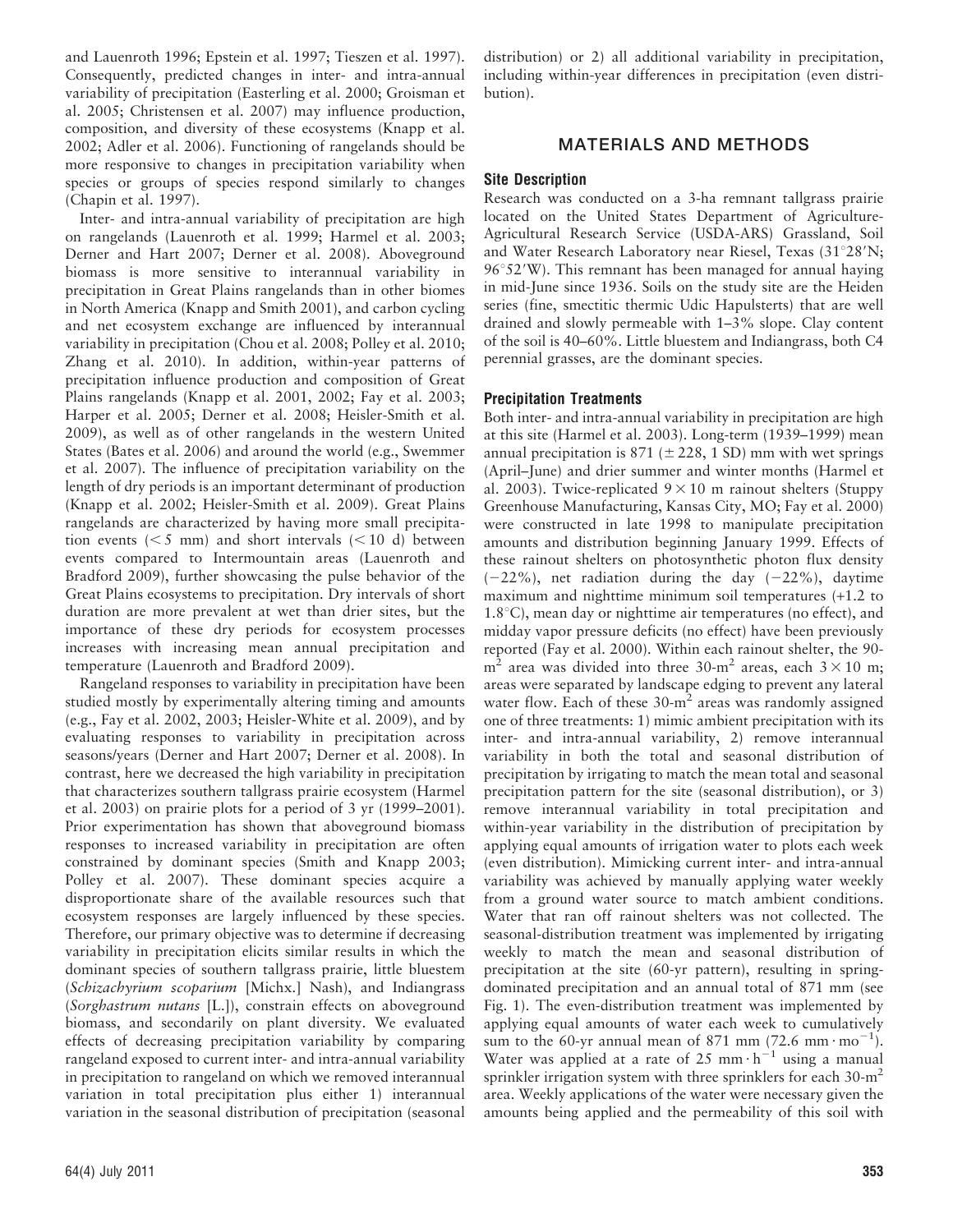and Lauenroth 1996; Epstein et al. 1997; Tieszen et al. 1997). Consequently, predicted changes in inter- and intra-annual variability of precipitation (Easterling et al. 2000; Groisman et al. 2005; Christensen et al. 2007) may influence production, composition, and diversity of these ecosystems (Knapp et al. 2002; Adler et al. 2006). Functioning of rangelands should be more responsive to changes in precipitation variability when species or groups of species respond similarly to changes (Chapin et al. 1997).

Inter- and intra-annual variability of precipitation are high on rangelands (Lauenroth et al. 1999; Harmel et al. 2003; Derner and Hart 2007; Derner et al. 2008). Aboveground biomass is more sensitive to interannual variability in precipitation in Great Plains rangelands than in other biomes in North America (Knapp and Smith 2001), and carbon cycling and net ecosystem exchange are influenced by interannual variability in precipitation (Chou et al. 2008; Polley et al. 2010; Zhang et al. 2010). In addition, within-year patterns of precipitation influence production and composition of Great Plains rangelands (Knapp et al. 2001, 2002; Fay et al. 2003; Harper et al. 2005; Derner et al. 2008; Heisler-Smith et al. 2009), as well as of other rangelands in the western United States (Bates et al. 2006) and around the world (e.g., Swemmer et al. 2007). The influence of precipitation variability on the length of dry periods is an important determinant of production (Knapp et al. 2002; Heisler-Smith et al. 2009). Great Plains rangelands are characterized by having more small precipitation events (< 5 mm) and short intervals (< 10 d) between events compared to Intermountain areas (Lauenroth and Bradford 2009), further showcasing the pulse behavior of the Great Plains ecosystems to precipitation. Dry intervals of short duration are more prevalent at wet than drier sites, but the importance of these dry periods for ecosystem processes increases with increasing mean annual precipitation and temperature (Lauenroth and Bradford 2009).

Rangeland responses to variability in precipitation have been studied mostly by experimentally altering timing and amounts (e.g., Fay et al. 2002, 2003; Heisler-White et al. 2009), and by evaluating responses to variability in precipitation across seasons/years (Derner and Hart 2007; Derner et al. 2008). In contrast, here we decreased the high variability in precipitation that characterizes southern tallgrass prairie ecosystem (Harmel et al. 2003) on prairie plots for a period of 3 yr (1999–2001). Prior experimentation has shown that aboveground biomass responses to increased variability in precipitation are often constrained by dominant species (Smith and Knapp 2003; Polley et al. 2007). These dominant species acquire a disproportionate share of the available resources such that ecosystem responses are largely influenced by these species. Therefore, our primary objective was to determine if decreasing variability in precipitation elicits similar results in which the dominant species of southern tallgrass prairie, little bluestem (*Schizachyrium scoparium* [Michx.] Nash), and Indiangrass (*Sorghastrum nutans* [L.]), constrain effects on aboveground biomass, and secondarily on plant diversity. We evaluated effects of decreasing precipitation variability by comparing rangeland exposed to current inter- and intra-annual variability in precipitation to rangeland on which we removed interannual variation in total precipitation plus either 1) interannual variation in the seasonal distribution of precipitation (seasonal distribution) or 2) all additional variability in precipitation, including within-year differences in precipitation (even distribution).

## MATERIALS AND METHODS

### Site Description

Research was conducted on a 3-ha remnant tallgrass prairie located on the United States Department of Agriculture-Agricultural Research Service (USDA-ARS) Grassland, Soil and Water Research Laboratory near Riesel, Texas (31°28′N; 96°52′W). This remnant has been managed for annual haying in mid-June since 1936. Soils on the study site are the Heiden series (fine, smectitic thermic Udic Hapulsterts) that are well drained and slowly permeable with 1–3% slope. Clay content of the soil is 40–60%. Little bluestem and Indiangrass, both C4 perennial grasses, are the dominant species.

### Precipitation Treatments

Both inter- and intra-annual variability in precipitation are high at this site (Harmel et al. 2003). Long-term (1939–1999) mean annual precipitation is 871 (± 228, 1 SD) mm with wet springs (April–June) and drier summer and winter months (Harmel et al. 2003). Twice-replicated $9 \times 10$ m rainout shelters (Stuppy Greenhouse Manufacturing, Kansas City, MO; Fay et al. 2000) were constructed in late 1998 to manipulate precipitation amounts and distribution beginning January 1999. Effects of these rainout shelters on photosynthetic photon flux density (−22%), net radiation during the day (−22%), daytime maximum and nighttime minimum soil temperatures (+1.2 to 1.8°C), mean day or nighttime air temperatures (no effect), and midday vapor pressure deficits (no effect) have been previously reported (Fay et al. 2000). Within each rainout shelter, the 90-$m^2$ area was divided into three 30-$m^2$ areas, each $3 \times 10$ m; areas were separated by landscape edging to prevent any lateral water flow. Each of these 30-$m^2$ areas was randomly assigned one of three treatments: 1) mimic ambient precipitation with its inter- and intra-annual variability, 2) remove interannual variability in both the total and seasonal distribution of precipitation by irrigating to match the mean total and seasonal precipitation pattern for the site (seasonal distribution), or 3) remove interannual variability in total precipitation and within-year variability in the distribution of precipitation by applying equal amounts of irrigation water to plots each week (even distribution). Mimicking current inter- and intra-annual variability was achieved by manually applying water weekly from a ground water source to match ambient conditions. Water that ran off rainout shelters was not collected. The seasonal-distribution treatment was implemented by irrigating weekly to match the mean and seasonal distribution of precipitation at the site (60-yr pattern), resulting in spring-dominated precipitation and an annual total of 871 mm (see Fig. 1). The even-distribution treatment was implemented by applying equal amounts of water each week to cumulatively sum to the 60-yr annual mean of 871 mm (72.6 $mm \cdot mo^{-1}$). Water was applied at a rate of 25 $mm \cdot h^{-1}$ using a manual sprinkler irrigation system with three sprinklers for each 30-$m^2$ area. Weekly applications of the water were necessary given the amounts being applied and the permeability of this soil with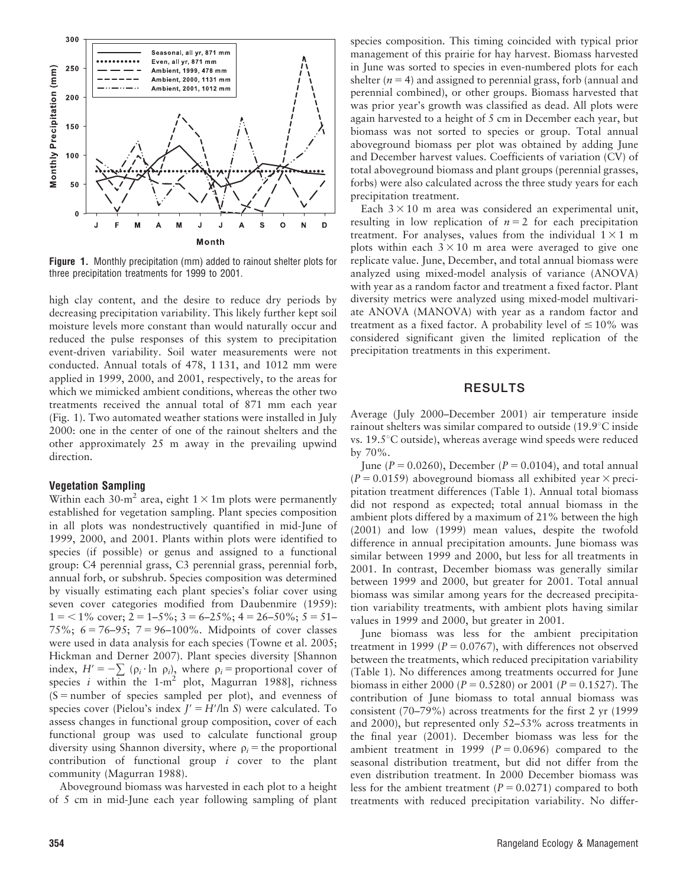**Figure 1.** Monthly precipitation (mm) added to rainout shelter plots for three precipitation treatments for 1999 to 2001.

high clay content, and the desire to reduce dry periods by decreasing precipitation variability. This likely further kept soil moisture levels more constant than would naturally occur and reduced the pulse responses of this system to precipitation event-driven variability. Soil water measurements were not conducted. Annual totals of 478, 1 131, and 1012 mm were applied in 1999, 2000, and 2001, respectively, to the areas for which we mimicked ambient conditions, whereas the other two treatments received the annual total of 871 mm each year (Fig. 1). Two automated weather stations were installed in July 2000: one in the center of one of the rainout shelters and the other approximately 25 m away in the prevailing upwind direction.

### Vegetation Sampling

Within each 30-m$^2$ area, eight $1 \times 1$m plots were permanently established for vegetation sampling. Plant species composition in all plots was nondestructively quantified in mid-June of 1999, 2000, and 2001. Plants within plots were identified to species (if possible) or genus and assigned to a functional group: C4 perennial grass, C3 perennial grass, perennial forb, annual forb, or subshrub. Species composition was determined by visually estimating each plant species's foliar cover using seven cover categories modified from Daubenmire (1959): $1 = < 1\%$ cover; $2 = 1$–$5\%$; $3 = 6$–$25\%$; $4 = 26$–$50\%$; $5 = 51$–$75\%$; $6 = 76$–$95$; $7 = 96$–$100\%$. Midpoints of cover classes were used in data analysis for each species (Towne et al. 2005; Hickman and Derner 2007). Plant species diversity [Shannon index, $H' = -\sum (\rho_i \cdot \ln \rho_i)$, where $\rho_i$ = proportional cover of species $i$ within the 1-m$^2$ plot, Magurran 1988], richness ($S$ = number of species sampled per plot), and evenness of species cover (Pielou's index $J' = H'/\ln S$) were calculated. To assess changes in functional group composition, cover of each functional group was used to calculate functional group diversity using Shannon diversity, where $\rho_i$ = the proportional contribution of functional group $i$ cover to the plant community (Magurran 1988).

Aboveground biomass was harvested in each plot to a height of 5 cm in mid-June each year following sampling of plant species composition. This timing coincided with typical prior management of this prairie for hay harvest. Biomass harvested in June was sorted to species in even-numbered plots for each shelter ($n = 4$) and assigned to perennial grass, forb (annual and perennial combined), or other groups. Biomass harvested that was prior year's growth was classified as dead. All plots were again harvested to a height of 5 cm in December each year, but biomass was not sorted to species or group. Total annual aboveground biomass per plot was obtained by adding June and December harvest values. Coefficients of variation (CV) of total aboveground biomass and plant groups (perennial grasses, forbs) were also calculated across the three study years for each precipitation treatment.

Each $3 \times 10$ m area was considered an experimental unit, resulting in low replication of $n = 2$ for each precipitation treatment. For analyses, values from the individual $1 \times 1$ m plots within each $3 \times 10$ m area were averaged to give one replicate value. June, December, and total annual biomass were analyzed using mixed-model analysis of variance (ANOVA) with year as a random factor and treatment a fixed factor. Plant diversity metrics were analyzed using mixed-model multivariate ANOVA (MANOVA) with year as a random factor and treatment as a fixed factor. A probability level of $\leq 10\%$ was considered significant given the limited replication of the precipitation treatments in this experiment.

## RESULTS

Average (July 2000–December 2001) air temperature inside rainout shelters was similar compared to outside (19.9°C inside vs. 19.5°C outside), whereas average wind speeds were reduced by 70%.

June ($P = 0.0260$), December ($P = 0.0104$), and total annual ($P = 0.0159$) aboveground biomass all exhibited year × precipitation treatment differences (Table 1). Annual total biomass did not respond as expected; total annual biomass in the ambient plots differed by a maximum of 21% between the high (2001) and low (1999) mean values, despite the twofold difference in annual precipitation amounts. June biomass was similar between 1999 and 2000, but less for all treatments in 2001. In contrast, December biomass was generally similar between 1999 and 2000, but greater for 2001. Total annual biomass was similar among years for the decreased precipitation variability treatments, with ambient plots having similar values in 1999 and 2000, but greater in 2001.

June biomass was less for the ambient precipitation treatment in 1999 ($P = 0.0767$), with differences not observed between the treatments, which reduced precipitation variability (Table 1). No differences among treatments occurred for June biomass in either 2000 ($P = 0.5280$) or 2001 ($P = 0.1527$). The contribution of June biomass to total annual biomass was consistent (70–79%) across treatments for the first 2 yr (1999 and 2000), but represented only 52–53% across treatments in the final year (2001). December biomass was less for the ambient treatment in 1999 ($P = 0.0696$) compared to the seasonal distribution treatment, but did not differ from the even distribution treatment. In 2000 December biomass was less for the ambient treatment ($P = 0.0271$) compared to both treatments with reduced precipitation variability. No differ-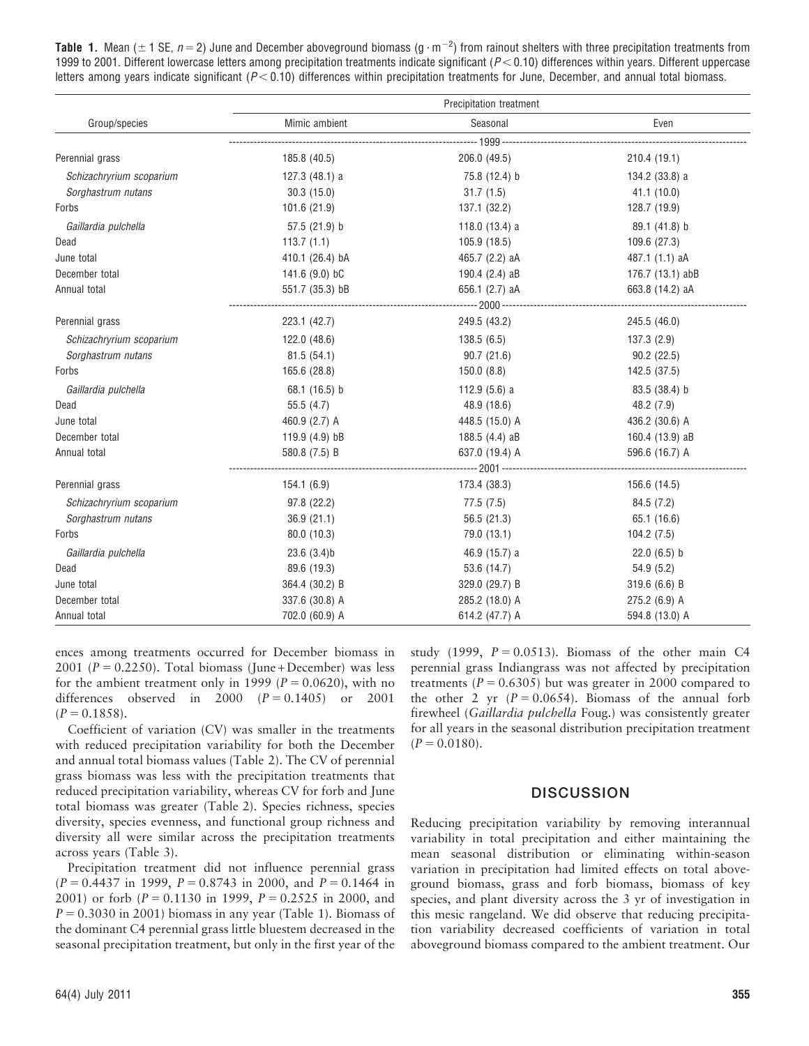**Table 1.** Mean (± 1 SE, $n = 2$) June and December aboveground biomass ($g \cdot m^{-2}$) from rainout shelters with three precipitation treatments from 1999 to 2001. Different lowercase letters among precipitation treatments indicate significant ($P < 0.10$) differences within years. Different uppercase letters among years indicate significant ($P < 0.10$) differences within precipitation treatments for June, December, and annual total biomass.

| Group/species | Precipitation treatment | | |
|---|---|---|---|
| | Mimic ambient | Seasonal | Even |
| **1999** | | | |
| Perennial grass | 185.8 (40.5) | 206.0 (49.5) | 210.4 (19.1) |
| *Schizachryrium scoparium* | 127.3 (48.1) a | 75.8 (12.4) b | 134.2 (33.8) a |
| *Sorghastrum nutans* | 30.3 (15.0) | 31.7 (1.5) | 41.1 (10.0) |
| Forbs | 101.6 (21.9) | 137.1 (32.2) | 128.7 (19.9) |
| *Gaillardia pulchella* | 57.5 (21.9) b | 118.0 (13.4) a | 89.1 (41.8) b |
| Dead | 113.7 (1.1) | 105.9 (18.5) | 109.6 (27.3) |
| June total | 410.1 (26.4) bA | 465.7 (2.2) aA | 487.1 (1.1) aA |
| December total | 141.6 (9.0) bC | 190.4 (2.4) aB | 176.7 (13.1) abB |
| Annual total | 551.7 (35.3) bB | 656.1 (2.7) aA | 663.8 (14.2) aA |
| **2000** | | | |
| Perennial grass | 223.1 (42.7) | 249.5 (43.2) | 245.5 (46.0) |
| *Schizachryrium scoparium* | 122.0 (48.6) | 138.5 (6.5) | 137.3 (2.9) |
| *Sorghastrum nutans* | 81.5 (54.1) | 90.7 (21.6) | 90.2 (22.5) |
| Forbs | 165.6 (28.8) | 150.0 (8.8) | 142.5 (37.5) |
| *Gaillardia pulchella* | 68.1 (16.5) b | 112.9 (5.6) a | 83.5 (38.4) b |
| Dead | 55.5 (4.7) | 48.9 (18.6) | 48.2 (7.9) |
| June total | 460.9 (2.7) A | 448.5 (15.0) A | 436.2 (30.6) A |
| December total | 119.9 (4.9) bB | 188.5 (4.4) aB | 160.4 (13.9) aB |
| Annual total | 580.8 (7.5) B | 637.0 (19.4) A | 596.6 (16.7) A |
| **2001** | | | |
| Perennial grass | 154.1 (6.9) | 173.4 (38.3) | 156.6 (14.5) |
| *Schizachryrium scoparium* | 97.8 (22.2) | 77.5 (7.5) | 84.5 (7.2) |
| *Sorghastrum nutans* | 36.9 (21.1) | 56.5 (21.3) | 65.1 (16.6) |
| Forbs | 80.0 (10.3) | 79.0 (13.1) | 104.2 (7.5) |
| *Gaillardia pulchella* | 23.6 (3.4)b | 46.9 (15.7) a | 22.0 (6.5) b |
| Dead | 89.6 (19.3) | 53.6 (14.7) | 54.9 (5.2) |
| June total | 364.4 (30.2) B | 329.0 (29.7) B | 319.6 (6.6) B |
| December total | 337.6 (30.8) A | 285.2 (18.0) A | 275.2 (6.9) A |
| Annual total | 702.0 (60.9) A | 614.2 (47.7) A | 594.8 (13.0) A |

ences among treatments occurred for December biomass in 2001 ($P = 0.2250$). Total biomass (June + December) was less for the ambient treatment only in 1999 ($P = 0.0620$), with no differences observed in 2000 ($P = 0.1405$) or 2001 ($P = 0.1858$).

Coefficient of variation (CV) was smaller in the treatments with reduced precipitation variability for both the December and annual total biomass values (Table 2). The CV of perennial grass biomass was less with the precipitation treatments that reduced precipitation variability, whereas CV for forb and June total biomass was greater (Table 2). Species richness, species diversity, species evenness, and functional group richness and diversity all were similar across the precipitation treatments across years (Table 3).

Precipitation treatment did not influence perennial grass ($P = 0.4437$ in 1999, $P = 0.8743$ in 2000, and $P = 0.1464$ in 2001) or forb ($P = 0.1130$ in 1999, $P = 0.2525$ in 2000, and $P = 0.3030$ in 2001) biomass in any year (Table 1). Biomass of the dominant C4 perennial grass little bluestem decreased in the seasonal precipitation treatment, but only in the first year of the study (1999, $P = 0.0513$). Biomass of the other main C4 perennial grass Indiangrass was not affected by precipitation treatments ($P = 0.6305$) but was greater in 2000 compared to the other 2 yr ($P = 0.0654$). Biomass of the annual forb firewheel (*Gaillardia pulchella* Foug.) was consistently greater for all years in the seasonal distribution precipitation treatment ($P = 0.0180$).

## DISCUSSION

Reducing precipitation variability by removing interannual variability in total precipitation and either maintaining the mean seasonal distribution or eliminating within-season variation in precipitation had limited effects on total aboveground biomass, grass and forb biomass, biomass of key species, and plant diversity across the 3 yr of investigation in this mesic rangeland. We did observe that reducing precipitation variability decreased coefficients of variation in total aboveground biomass compared to the ambient treatment. Our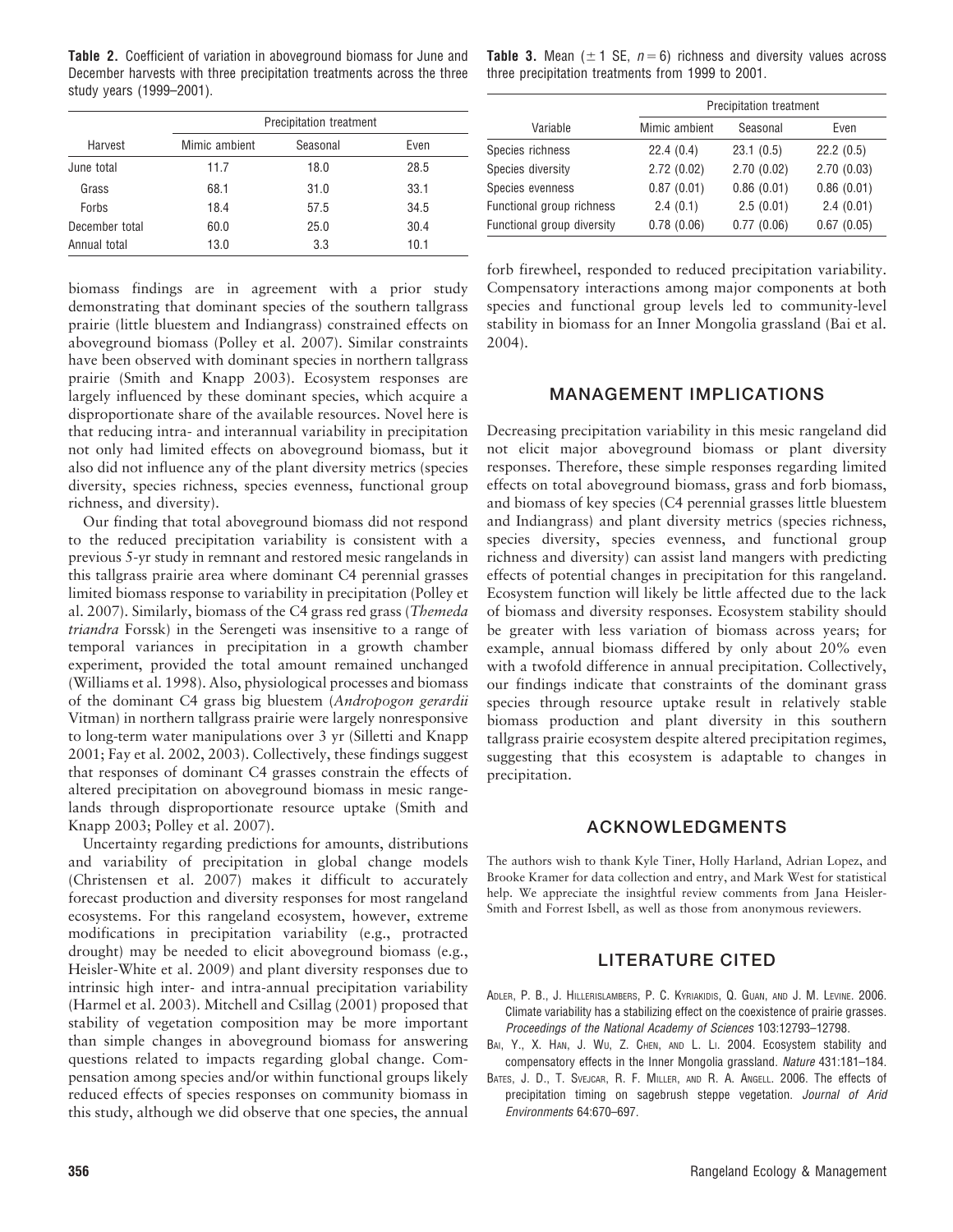**Table 2.** Coefficient of variation in aboveground biomass for June and December harvests with three precipitation treatments across the three study years (1999–2001).

| Harvest | Precipitation treatment | | |
|---|---|---|---|
| | Mimic ambient | Seasonal | Even |
| June total | 11.7 | 18.0 | 28.5 |
| Grass | 68.1 | 31.0 | 33.1 |
| Forbs | 18.4 | 57.5 | 34.5 |
| December total | 60.0 | 25.0 | 30.4 |
| Annual total | 13.0 | 3.3 | 10.1 |

**Table 3.** Mean ($\pm$ 1 SE, $n = 6$) richness and diversity values across three precipitation treatments from 1999 to 2001.

| Variable | Precipitation treatment | | |
|---|---|---|---|
| | Mimic ambient | Seasonal | Even |
| Species richness | 22.4 (0.4) | 23.1 (0.5) | 22.2 (0.5) |
| Species diversity | 2.72 (0.02) | 2.70 (0.02) | 2.70 (0.03) |
| Species evenness | 0.87 (0.01) | 0.86 (0.01) | 0.86 (0.01) |
| Functional group richness | 2.4 (0.1) | 2.5 (0.01) | 2.4 (0.01) |
| Functional group diversity | 0.78 (0.06) | 0.77 (0.06) | 0.67 (0.05) |

biomass findings are in agreement with a prior study demonstrating that dominant species of the southern tallgrass prairie (little bluestem and Indiangrass) constrained effects on aboveground biomass (Polley et al. 2007). Similar constraints have been observed with dominant species in northern tallgrass prairie (Smith and Knapp 2003). Ecosystem responses are largely influenced by these dominant species, which acquire a disproportionate share of the available resources. Novel here is that reducing intra- and interannual variability in precipitation not only had limited effects on aboveground biomass, but it also did not influence any of the plant diversity metrics (species diversity, species richness, species evenness, functional group richness, and diversity).

Our finding that total aboveground biomass did not respond to the reduced precipitation variability is consistent with a previous 5-yr study in remnant and restored mesic rangelands in this tallgrass prairie area where dominant C4 perennial grasses limited biomass response to variability in precipitation (Polley et al. 2007). Similarly, biomass of the C4 grass red grass (*Themeda triandra* Forssk) in the Serengeti was insensitive to a range of temporal variances in precipitation in a growth chamber experiment, provided the total amount remained unchanged (Williams et al. 1998). Also, physiological processes and biomass of the dominant C4 grass big bluestem (*Andropogon gerardii* Vitman) in northern tallgrass prairie were largely nonresponsive to long-term water manipulations over 3 yr (Silletti and Knapp 2001; Fay et al. 2002, 2003). Collectively, these findings suggest that responses of dominant C4 grasses constrain the effects of altered precipitation on aboveground biomass in mesic rangelands through disproportionate resource uptake (Smith and Knapp 2003; Polley et al. 2007).

Uncertainty regarding predictions for amounts, distributions and variability of precipitation in global change models (Christensen et al. 2007) makes it difficult to accurately forecast production and diversity responses for most rangeland ecosystems. For this rangeland ecosystem, however, extreme modifications in precipitation variability (e.g., protracted drought) may be needed to elicit aboveground biomass (e.g., Heisler-White et al. 2009) and plant diversity responses due to intrinsic high inter- and intra-annual precipitation variability (Harmel et al. 2003). Mitchell and Csillag (2001) proposed that stability of vegetation composition may be more important than simple changes in aboveground biomass for answering questions related to impacts regarding global change. Compensation among species and/or within functional groups likely reduced effects of species responses on community biomass in this study, although we did observe that one species, the annual forb firewheel, responded to reduced precipitation variability. Compensatory interactions among major components at both species and functional group levels led to community-level stability in biomass for an Inner Mongolia grassland (Bai et al. 2004).

## MANAGEMENT IMPLICATIONS

Decreasing precipitation variability in this mesic rangeland did not elicit major aboveground biomass or plant diversity responses. Therefore, these simple responses regarding limited effects on total aboveground biomass, grass and forb biomass, and biomass of key species (C4 perennial grasses little bluestem and Indiangrass) and plant diversity metrics (species richness, species diversity, species evenness, and functional group richness and diversity) can assist land mangers with predicting effects of potential changes in precipitation for this rangeland. Ecosystem function will likely be little affected due to the lack of biomass and diversity responses. Ecosystem stability should be greater with less variation of biomass across years; for example, annual biomass differed by only about 20% even with a twofold difference in annual precipitation. Collectively, our findings indicate that constraints of the dominant grass species through resource uptake result in relatively stable biomass production and plant diversity in this southern tallgrass prairie ecosystem despite altered precipitation regimes, suggesting that this ecosystem is adaptable to changes in precipitation.

## ACKNOWLEDGMENTS

The authors wish to thank Kyle Tiner, Holly Harland, Adrian Lopez, and Brooke Kramer for data collection and entry, and Mark West for statistical help. We appreciate the insightful review comments from Jana Heisler-Smith and Forrest Isbell, as well as those from anonymous reviewers.

## LITERATURE CITED

Adler, P. B., J. HilleRisLambers, P. C. Kyriakidis, Q. Guan, and J. M. Levine. 2006. Climate variability has a stabilizing effect on the coexistence of prairie grasses. *Proceedings of the National Academy of Sciences* 103:12793–12798.

Bai, Y., X. Han, J. Wu, Z. Chen, and L. Li. 2004. Ecosystem stability and compensatory effects in the Inner Mongolia grassland. *Nature* 431:181–184.

Bates, J. D., T. Svejcar, R. F. Miller, and R. A. Angell. 2006. The effects of precipitation timing on sagebrush steppe vegetation. *Journal of Arid Environments* 64:670–697.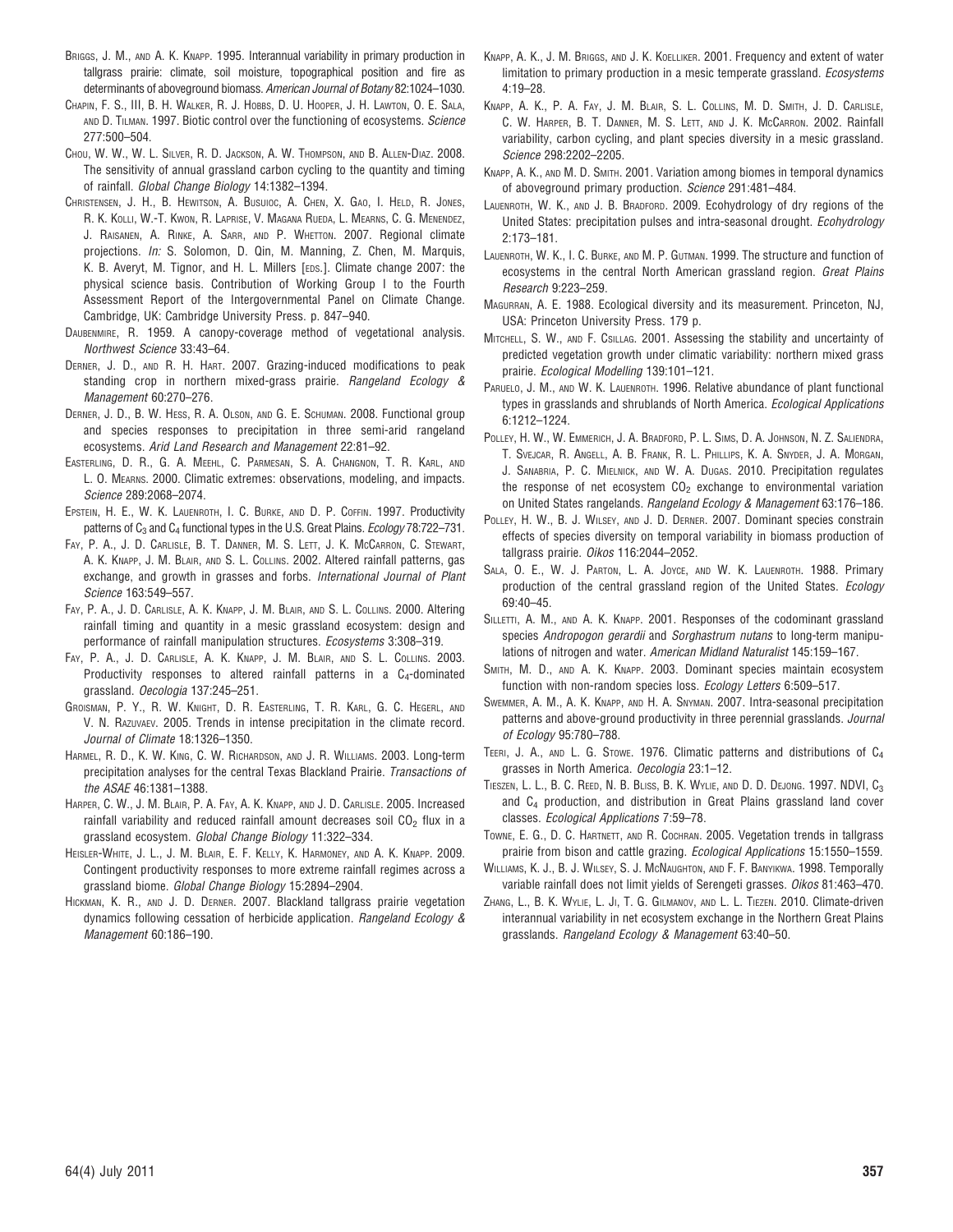Briggs, J. M., and A. K. Knapp. 1995. Interannual variability in primary production in tallgrass prairie: climate, soil moisture, topographical position and fire as determinants of aboveground biomass. *American Journal of Botany* 82:1024–1030.

Chapin, F. S., III, B. H. Walker, R. J. Hobbs, D. U. Hooper, J. H. Lawton, O. E. Sala, and D. Tilman. 1997. Biotic control over the functioning of ecosystems. *Science* 277:500–504.

Chou, W. W., W. L. Silver, R. D. Jackson, A. W. Thompson, and B. Allen-Diaz. 2008. The sensitivity of annual grassland carbon cycling to the quantity and timing of rainfall. *Global Change Biology* 14:1382–1394.

Christensen, J. H., B. Hewitson, A. Busuioc, A. Chen, X. Gao, I. Held, R. Jones, R. K. Kolli, W.-T. Kwon, R. Laprise, V. Magana Rueda, L. Mearns, C. G. Menendez, J. Raisanen, A. Rinke, A. Sarr, and P. Whetton. 2007. Regional climate projections. *In:* S. Solomon, D. Qin, M. Manning, Z. Chen, M. Marquis, K. B. Averyt, M. Tignor, and H. L. Millers [eds.]. Climate change 2007: the physical science basis. Contribution of Working Group I to the Fourth Assessment Report of the Intergovernmental Panel on Climate Change. Cambridge, UK: Cambridge University Press. p. 847–940.

Daubenmire, R. 1959. A canopy-coverage method of vegetational analysis. *Northwest Science* 33:43–64.

Derner, J. D., and R. H. Hart. 2007. Grazing-induced modifications to peak standing crop in northern mixed-grass prairie. *Rangeland Ecology & Management* 60:270–276.

Derner, J. D., B. W. Hess, R. A. Olson, and G. E. Schuman. 2008. Functional group and species responses to precipitation in three semi-arid rangeland ecosystems. *Arid Land Research and Management* 22:81–92.

Easterling, D. R., G. A. Meehl, C. Parmesan, S. A. Changnon, T. R. Karl, and L. O. Mearns. 2000. Climatic extremes: observations, modeling, and impacts. *Science* 289:2068–2074.

Epstein, H. E., W. K. Lauenroth, I. C. Burke, and D. P. Coffin. 1997. Productivity patterns of $C_3$ and $C_4$ functional types in the U.S. Great Plains. *Ecology* 78:722–731.

Fay, P. A., J. D. Carlisle, B. T. Danner, M. S. Lett, J. K. McCarron, C. Stewart, A. K. Knapp, J. M. Blair, and S. L. Collins. 2002. Altered rainfall patterns, gas exchange, and growth in grasses and forbs. *International Journal of Plant Science* 163:549–557.

Fay, P. A., J. D. Carlisle, A. K. Knapp, J. M. Blair, and S. L. Collins. 2000. Altering rainfall timing and quantity in a mesic grassland ecosystem: design and performance of rainfall manipulation structures. *Ecosystems* 3:308–319.

Fay, P. A., J. D. Carlisle, A. K. Knapp, J. M. Blair, and S. L. Collins. 2003. Productivity responses to altered rainfall patterns in a $C_4$-dominated grassland. *Oecologia* 137:245–251.

Groisman, P. Y., R. W. Knight, D. R. Easterling, T. R. Karl, G. C. Hegerl, and V. N. Razuvaev. 2005. Trends in intense precipitation in the climate record. *Journal of Climate* 18:1326–1350.

Harmel, R. D., K. W. King, C. W. Richardson, and J. R. Williams. 2003. Long-term precipitation analyses for the central Texas Blackland Prairie. *Transactions of the ASAE* 46:1381–1388.

Harper, C. W., J. M. Blair, P. A. Fay, A. K. Knapp, and J. D. Carlisle. 2005. Increased rainfall variability and reduced rainfall amount decreases soil $CO_2$ flux in a grassland ecosystem. *Global Change Biology* 11:322–334.

Heisler-White, J. L., J. M. Blair, E. F. Kelly, K. Harmoney, and A. K. Knapp. 2009. Contingent productivity responses to more extreme rainfall regimes across a grassland biome. *Global Change Biology* 15:2894–2904.

Hickman, K. R., and J. D. Derner. 2007. Blackland tallgrass prairie vegetation dynamics following cessation of herbicide application. *Rangeland Ecology & Management* 60:186–190.

Knapp, A. K., J. M. Briggs, and J. K. Koelliker. 2001. Frequency and extent of water limitation to primary production in a mesic temperate grassland. *Ecosystems* 4:19–28.

Knapp, A. K., P. A. Fay, J. M. Blair, S. L. Collins, M. D. Smith, J. D. Carlisle, C. W. Harper, B. T. Danner, M. S. Lett, and J. K. McCarron. 2002. Rainfall variability, carbon cycling, and plant species diversity in a mesic grassland. *Science* 298:2202–2205.

Knapp, A. K., and M. D. Smith. 2001. Variation among biomes in temporal dynamics of aboveground primary production. *Science* 291:481–484.

Lauenroth, W. K., and J. B. Bradford. 2009. Ecohydrology of dry regions of the United States: precipitation pulses and intra-seasonal drought. *Ecohydrology* 2:173–181.

Lauenroth, W. K., I. C. Burke, and M. P. Gutman. 1999. The structure and function of ecosystems in the central North American grassland region. *Great Plains Research* 9:223–259.

Magurran, A. E. 1988. Ecological diversity and its measurement. Princeton, NJ, USA: Princeton University Press. 179 p.

Mitchell, S. W., and F. Csillag. 2001. Assessing the stability and uncertainty of predicted vegetation growth under climatic variability: northern mixed grass prairie. *Ecological Modelling* 139:101–121.

Paruelo, J. M., and W. K. Lauenroth. 1996. Relative abundance of plant functional types in grasslands and shrublands of North America. *Ecological Applications* 6:1212–1224.

Polley, H. W., W. Emmerich, J. A. Bradford, P. L. Sims, D. A. Johnson, N. Z. Saliendra, T. Svejcar, R. Angell, A. B. Frank, R. L. Phillips, K. A. Snyder, J. A. Morgan, J. Sanabria, P. C. Mielnick, and W. A. Dugas. 2010. Precipitation regulates the response of net ecosystem $CO_2$ exchange to environmental variation on United States rangelands. *Rangeland Ecology & Management* 63:176–186.

Polley, H. W., B. J. Wilsey, and J. D. Derner. 2007. Dominant species constrain effects of species diversity on temporal variability in biomass production of tallgrass prairie. *Oikos* 116:2044–2052.

Sala, O. E., W. J. Parton, L. A. Joyce, and W. K. Lauenroth. 1988. Primary production of the central grassland region of the United States. *Ecology* 69:40–45.

Silletti, A. M., and A. K. Knapp. 2001. Responses of the codominant grassland species *Andropogon gerardii* and *Sorghastrum nutans* to long-term manipulations of nitrogen and water. *American Midland Naturalist* 145:159–167.

Smith, M. D., and A. K. Knapp. 2003. Dominant species maintain ecosystem function with non-random species loss. *Ecology Letters* 6:509–517.

Swemmer, A. M., A. K. Knapp, and H. A. Snyman. 2007. Intra-seasonal precipitation patterns and above-ground productivity in three perennial grasslands. *Journal of Ecology* 95:780–788.

Teeri, J. A., and L. G. Stowe. 1976. Climatic patterns and distributions of $C_4$ grasses in North America. *Oecologia* 23:1–12.

Tieszen, L. L., B. C. Reed, N. B. Bliss, B. K. Wylie, and D. D. DeJong. 1997. NDVI, $C_3$ and $C_4$ production, and distribution in Great Plains grassland land cover classes. *Ecological Applications* 7:59–78.

Towne, E. G., D. C. Hartnett, and R. Cochran. 2005. Vegetation trends in tallgrass prairie from bison and cattle grazing. *Ecological Applications* 15:1550–1559.

Williams, K. J., B. J. Wilsey, S. J. McNaughton, and F. F. Banyikwa. 1998. Temporally variable rainfall does not limit yields of Serengeti grasses. *Oikos* 81:463–470.

Zhang, L., B. K. Wylie, L. Ji, T. G. Gilmanov, and L. L. Tieszen. 2010. Climate-driven interannual variability in net ecosystem exchange in the Northern Great Plains grasslands. *Rangeland Ecology & Management* 63:40–50.